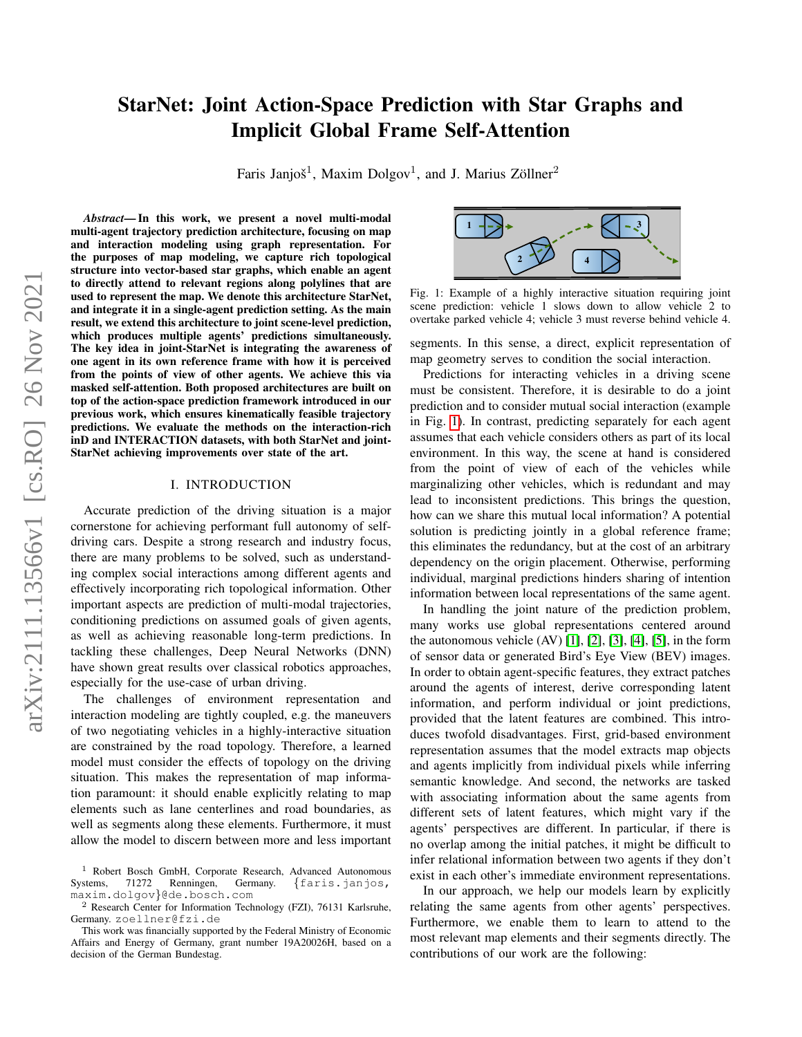# StarNet: Joint Action-Space Prediction with Star Graphs and Implicit Global Frame Self-Attention

Faris Janjoš[1], Maxim Dolgov[1], and J. Marius Zöllner[2]

***Abstract*— In this work, we present a novel multi-modal multi-agent trajectory prediction architecture, focusing on map and interaction modeling using graph representation. For the purposes of map modeling, we capture rich topological structure into vector-based star graphs, which enable an agent to directly attend to relevant regions along polylines that are used to represent the map. We denote this architecture StarNet, and integrate it in a single-agent prediction setting. As the main result, we extend this architecture to joint scene-level prediction, which produces multiple agents' predictions simultaneously. The key idea in joint-StarNet is integrating the awareness of one agent in its own reference frame with how it is perceived from the points of view of other agents. We achieve this via masked self-attention. Both proposed architectures are built on top of the action-space prediction framework introduced in our previous work, which ensures kinematically feasible trajectory predictions. We evaluate the methods on the interaction-rich inD and INTERACTION datasets, with both StarNet and joint-StarNet achieving improvements over state of the art.**

## I. INTRODUCTION

Accurate prediction of the driving situation is a major cornerstone for achieving performant full autonomy of self-driving cars. Despite a strong research and industry focus, there are many problems to be solved, such as understanding complex social interactions among different agents and effectively incorporating rich topological information. Other important aspects are prediction of multi-modal trajectories, conditioning predictions on assumed goals of given agents, as well as achieving reasonable long-term predictions. In tackling these challenges, Deep Neural Networks (DNN) have shown great results over classical robotics approaches, especially for the use-case of urban driving.

The challenges of environment representation and interaction modeling are tightly coupled, e.g. the maneuvers of two negotiating vehicles in a highly-interactive situation are constrained by the road topology. Therefore, a learned model must consider the effects of topology on the driving situation. This makes the representation of map information paramount: it should enable explicitly relating to map elements such as lane centerlines and road boundaries, as well as segments along these elements. Furthermore, it must allow the model to discern between more and less important segments. In this sense, a direct, explicit representation of map geometry serves to condition the social interaction.

Fig. 1: Example of a highly interactive situation requiring joint scene prediction: vehicle 1 slows down to allow vehicle 2 to overtake parked vehicle 4; vehicle 3 must reverse behind vehicle 4.

Predictions for interacting vehicles in a driving scene must be consistent. Therefore, it is desirable to do a joint prediction and to consider mutual social interaction (example in Fig. 1). In contrast, predicting separately for each agent assumes that each vehicle considers others as part of its local environment. In this way, the scene at hand is considered from the point of view of each of the vehicles while marginalizing other vehicles, which is redundant and may lead to inconsistent predictions. This brings the question, how can we share this mutual local information? A potential solution is predicting jointly in a global reference frame; this eliminates the redundancy, but at the cost of an arbitrary dependency on the origin placement. Otherwise, performing individual, marginal predictions hinders sharing of intention information between local representations of the same agent.

In handling the joint nature of the prediction problem, many works use global representations centered around the autonomous vehicle (AV) [1], [2], [3], [4], [5], in the form of sensor data or generated Bird's Eye View (BEV) images. In order to obtain agent-specific features, they extract patches around the agents of interest, derive corresponding latent information, and perform individual or joint predictions, provided that the latent features are combined. This introduces twofold disadvantages. First, grid-based environment representation assumes that the model extracts map objects and agents implicitly from individual pixels while inferring semantic knowledge. And second, the networks are tasked with associating information about the same agents from different sets of latent features, which might vary if the agents' perspectives are different. In particular, if there is no overlap among the initial patches, it might be difficult to infer relational information between two agents if they don't exist in each other's immediate environment representations.

In our approach, we help our models learn by explicitly relating the same agents from other agents' perspectives. Furthermore, we enable them to learn to attend to the most relevant map elements and their segments directly. The contributions of our work are the following:

---

[1] Robert Bosch GmbH, Corporate Research, Advanced Autonomous Systems, 71272 Renningen, Germany. {faris.janjos, maxim.dolgov}@de.bosch.com

[2] Research Center for Information Technology (FZI), 76131 Karlsruhe, Germany. zoellner@fzi.de

This work was financially supported by the Federal Ministry of Economic Affairs and Energy of Germany, grant number 19A20026H, based on a decision of the German Bundestag.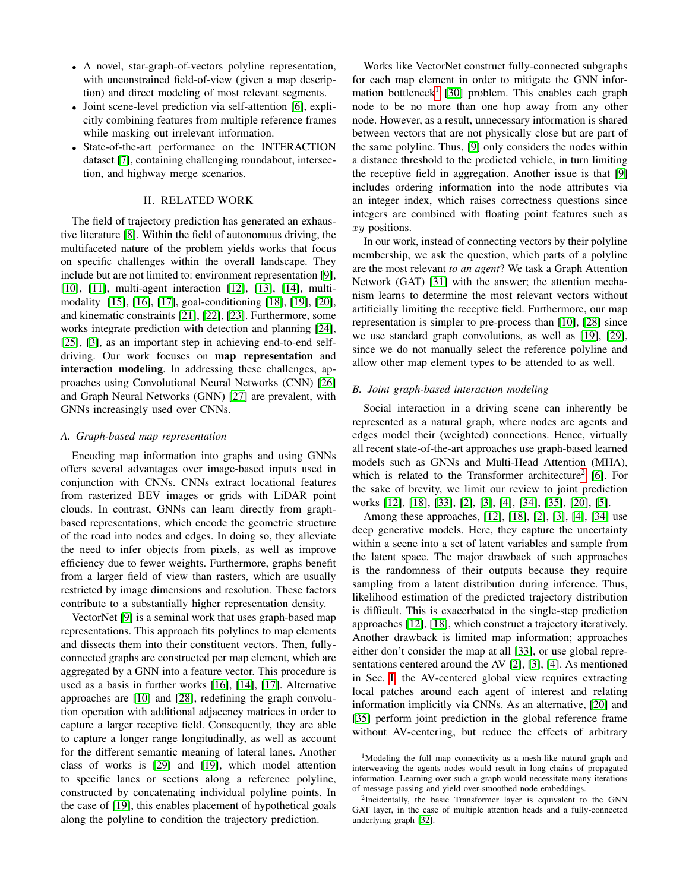- A novel, star-graph-of-vectors polyline representation, with unconstrained field-of-view (given a map description) and direct modeling of most relevant segments.
- Joint scene-level prediction via self-attention [6], explicitly combining features from multiple reference frames while masking out irrelevant information.
- State-of-the-art performance on the INTERACTION dataset [7], containing challenging roundabout, intersection, and highway merge scenarios.

## II. RELATED WORK

The field of trajectory prediction has generated an exhaustive literature [8]. Within the field of autonomous driving, the multifaceted nature of the problem yields works that focus on specific challenges within the overall landscape. They include but are not limited to: environment representation [9], [10], [11], multi-agent interaction [12], [13], [14], multi-modality [15], [16], [17], goal-conditioning [18], [19], [20], and kinematic constraints [21], [22], [23]. Furthermore, some works integrate prediction with detection and planning [24], [25], [3], as an important step in achieving end-to-end self-driving. Our work focuses on **map representation** and **interaction modeling**. In addressing these challenges, approaches using Convolutional Neural Networks (CNN) [26] and Graph Neural Networks (GNN) [27] are prevalent, with GNNs increasingly used over CNNs.

### A. Graph-based map representation

Encoding map information into graphs and using GNNs offers several advantages over image-based inputs used in conjunction with CNNs. CNNs extract locational features from rasterized BEV images or grids with LiDAR point clouds. In contrast, GNNs can learn directly from graph-based representations, which encode the geometric structure of the road into nodes and edges. In doing so, they alleviate the need to infer objects from pixels, as well as improve efficiency due to fewer weights. Furthermore, graphs benefit from a larger field of view than rasters, which are usually restricted by image dimensions and resolution. These factors contribute to a substantially higher representation density.

VectorNet [9] is a seminal work that uses graph-based map representations. This approach fits polylines to map elements and dissects them into their constituent vectors. Then, fully-connected graphs are constructed per map element, which are aggregated by a GNN into a feature vector. This procedure is used as a basis in further works [16], [14], [17]. Alternative approaches are [10] and [28], redefining the graph convolution operation with additional adjacency matrices in order to capture a larger receptive field. Consequently, they are able to capture a longer range longitudinally, as well as account for the different semantic meaning of lateral lanes. Another class of works is [29] and [19], which model attention to specific lanes or sections along a reference polyline, constructed by concatenating individual polyline points. In the case of [19], this enables placement of hypothetical goals along the polyline to condition the trajectory prediction.

Works like VectorNet construct fully-connected subgraphs for each map element in order to mitigate the GNN information bottleneck[1] [30] problem. This enables each graph node to be no more than one hop away from any other node. However, as a result, unnecessary information is shared between vectors that are not physically close but are part of the same polyline. Thus, [9] only considers the nodes within a distance threshold to the predicted vehicle, in turn limiting the receptive field in aggregation. Another issue is that [9] includes ordering information into the node attributes via an integer index, which raises correctness questions since integers are combined with floating point features such as $xy$ positions.

In our work, instead of connecting vectors by their polyline membership, we ask the question, which parts of a polyline are the most relevant *to an agent*? We task a Graph Attention Network (GAT) [31] with the answer; the attention mechanism learns to determine the most relevant vectors without artificially limiting the receptive field. Furthermore, our map representation is simpler to pre-process than [10], [28] since we use standard graph convolutions, as well as [19], [29], since we do not manually select the reference polyline and allow other map element types to be attended to as well.

### B. Joint graph-based interaction modeling

Social interaction in a driving scene can inherently be represented as a natural graph, where nodes are agents and edges model their (weighted) connections. Hence, virtually all recent state-of-the-art approaches use graph-based learned models such as GNNs and Multi-Head Attention (MHA), which is related to the Transformer architecture[2] [6]. For the sake of brevity, we limit our review to joint prediction works [12], [18], [33], [2], [3], [4], [34], [35], [20], [5].

Among these approaches, [12], [18], [2], [3], [4], [34] use deep generative models. Here, they capture the uncertainty within a scene into a set of latent variables and sample from the latent space. The major drawback of such approaches is the randomness of their outputs because they require sampling from a latent distribution during inference. Thus, likelihood estimation of the predicted trajectory distribution is difficult. This is exacerbated in the single-step prediction approaches [12], [18], which construct a trajectory iteratively. Another drawback is limited map information; approaches either don't consider the map at all [33], or use global representations centered around the AV [2], [3], [4]. As mentioned in Sec. I, the AV-centered global view requires extracting local patches around each agent of interest and relating information implicitly via CNNs. As an alternative, [20] and [35] perform joint prediction in the global reference frame without AV-centering, but reduce the effects of arbitrary

[1] Modeling the full map connectivity as a mesh-like natural graph and interweaving the agents nodes would result in long chains of propagated information. Learning over such a graph would necessitate many iterations of message passing and yield over-smoothed node embeddings.

[2] Incidentally, the basic Transformer layer is equivalent to the GNN GAT layer, in the case of multiple attention heads and a fully-connected underlying graph [32].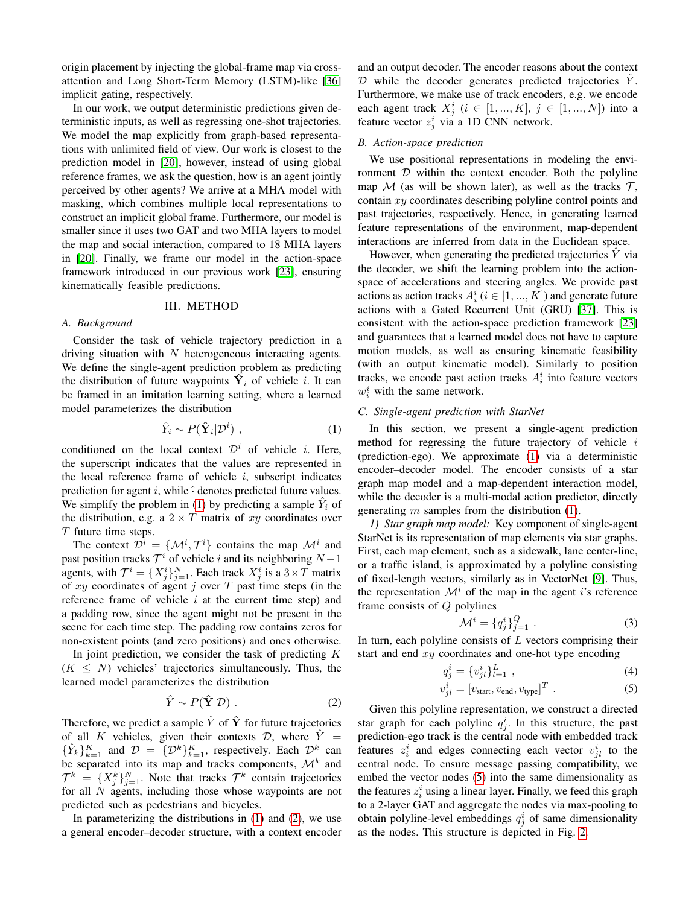origin placement by injecting the global-frame map via cross-attention and Long Short-Term Memory (LSTM)-like [36] implicit gating, respectively.

In our work, we output deterministic predictions given deterministic inputs, as well as regressing one-shot trajectories. We model the map explicitly from graph-based representations with unlimited field of view. Our work is closest to the prediction model in [20], however, instead of using global reference frames, we ask the question, how is an agent jointly perceived by other agents? We arrive at a MHA model with masking, which combines multiple local representations to construct an implicit global frame. Furthermore, our model is smaller since it uses two GAT and two MHA layers to model the map and social interaction, compared to 18 MHA layers in [20]. Finally, we frame our model in the action-space framework introduced in our previous work [23], ensuring kinematically feasible predictions.

## III. METHOD

### A. Background

Consider the task of vehicle trajectory prediction in a driving situation with $N$ heterogeneous interacting agents. We define the single-agent prediction problem as predicting the distribution of future waypoints $\hat{\mathbf{Y}}_i$ of vehicle $i$. It can be framed in an imitation learning setting, where a learned model parameterizes the distribution

$$\hat{Y}_i \sim P(\hat{\mathbf{Y}}_i | \mathcal{D}^i) \ , \tag{1}$$

conditioned on the local context $\mathcal{D}^i$ of vehicle $i$. Here, the superscript indicates that the values are represented in the local reference frame of vehicle $i$, subscript indicates prediction for agent $i$, while $\hat{}$ denotes predicted future values. We simplify the problem in (1) by predicting a sample $\hat{Y}_i$ of the distribution, e.g. a $2 \times T$ matrix of $xy$ coordinates over $T$ future time steps.

The context $\mathcal{D}^i = \{\mathcal{M}^i, \mathcal{T}^i\}$ contains the map $\mathcal{M}^i$ and past position tracks $\mathcal{T}^i$ of vehicle $i$ and its neighboring $N-1$ agents, with $\mathcal{T}^i = \{X^i_j\}_{j=1}^N$. Each track $X^i_j$ is a $3 \times T$ matrix of $xy$ coordinates of agent $j$ over $T$ past time steps (in the reference frame of vehicle $i$ at the current time step) and a padding row, since the agent might not be present in the scene for each time step. The padding row contains zeros for non-existent points (and zero positions) and ones otherwise.

In joint prediction, we consider the task of predicting $K$ ($K \leq N$) vehicles' trajectories simultaneously. Thus, the learned model parameterizes the distribution

$$\hat{Y} \sim P(\hat{\mathbf{Y}} | \mathcal{D}) \ . \tag{2}$$

Therefore, we predict a sample $\hat{Y}$ of $\hat{\mathbf{Y}}$ for future trajectories of all $K$ vehicles, given their contexts $\mathcal{D}$, where $\hat{Y} = \{\hat{Y}_k\}_{k=1}^K$ and $\mathcal{D} = \{\mathcal{D}^k\}_{k=1}^K$, respectively. Each $\mathcal{D}^k$ can be separated into its map and tracks components, $\mathcal{M}^k$ and $\mathcal{T}^k = \{X^k_j\}_{j=1}^N$. Note that tracks $\mathcal{T}^k$ contain trajectories for all $N$ agents, including those whose waypoints are not predicted such as pedestrians and bicycles.

In parameterizing the distributions in (1) and (2), we use a general encoder–decoder structure, with a context encoder and an output decoder. The encoder reasons about the context $\mathcal{D}$ while the decoder generates predicted trajectories $\hat{Y}$. Furthermore, we make use of track encoders, e.g. we encode each agent track $X^i_j$ ($i \in [1, ..., K]$, $j \in [1, ..., N]$) into a feature vector $z^i_j$ via a 1D CNN network.

### B. Action-space prediction

We use positional representations in modeling the environment $\mathcal{D}$ within the context encoder. Both the polyline map $\mathcal{M}$ (as will be shown later), as well as the tracks $\mathcal{T}$, contain $xy$ coordinates describing polyline control points and past trajectories, respectively. Hence, in generating learned feature representations of the environment, map-dependent interactions are inferred from data in the Euclidean space.

However, when generating the predicted trajectories $\hat{Y}$ via the decoder, we shift the learning problem into the action-space of accelerations and steering angles. We provide past actions as action tracks $A^i_i$ ($i \in [1, ..., K]$) and generate future actions with a Gated Recurrent Unit (GRU) [37]. This is consistent with the action-space prediction framework [23] and guarantees that a learned model does not have to capture motion models, as well as ensuring kinematic feasibility (with an output kinematic model). Similarly to position tracks, we encode past action tracks $A^i_i$ into feature vectors $w^i_i$ with the same network.

### C. Single-agent prediction with StarNet

In this section, we present a single-agent prediction method for regressing the future trajectory of vehicle $i$ (prediction-ego). We approximate (1) via a deterministic encoder–decoder model. The encoder consists of a star graph map model and a map-dependent interaction model, while the decoder is a multi-modal action predictor, directly generating $m$ samples from the distribution (1).

*1) Star graph map model:* Key component of single-agent StarNet is its representation of map elements via star graphs. First, each map element, such as a sidewalk, lane center-line, or a traffic island, is approximated by a polyline consisting of fixed-length vectors, similarly as in VectorNet [9]. Thus, the representation $\mathcal{M}^i$ of the map in the agent $i$'s reference frame consists of $Q$ polylines

$$\mathcal{M}^i = \{q^i_j\}_{j=1}^Q \ . \tag{3}$$

In turn, each polyline consists of $L$ vectors comprising their start and end $xy$ coordinates and one-hot type encoding

$$q^i_j = \{v^i_{jl}\}_{l=1}^L \ , \tag{4}$$

$$v^i_{jl} = [v_{\text{start}}, v_{\text{end}}, v_{\text{type}}]^T \ . \tag{5}$$

Given this polyline representation, we construct a directed star graph for each polyline $q^i_j$. In this structure, the past prediction-ego track is the central node with embedded track features $z^i_i$ and edges connecting each vector $v^i_{jl}$ to the central node. To ensure message passing compatibility, we embed the vector nodes (5) into the same dimensionality as the features $z^i_i$ using a linear layer. Finally, we feed this graph to a 2-layer GAT and aggregate the nodes via max-pooling to obtain polyline-level embeddings $q^i_j$ of same dimensionality as the nodes. This structure is depicted in Fig. 2.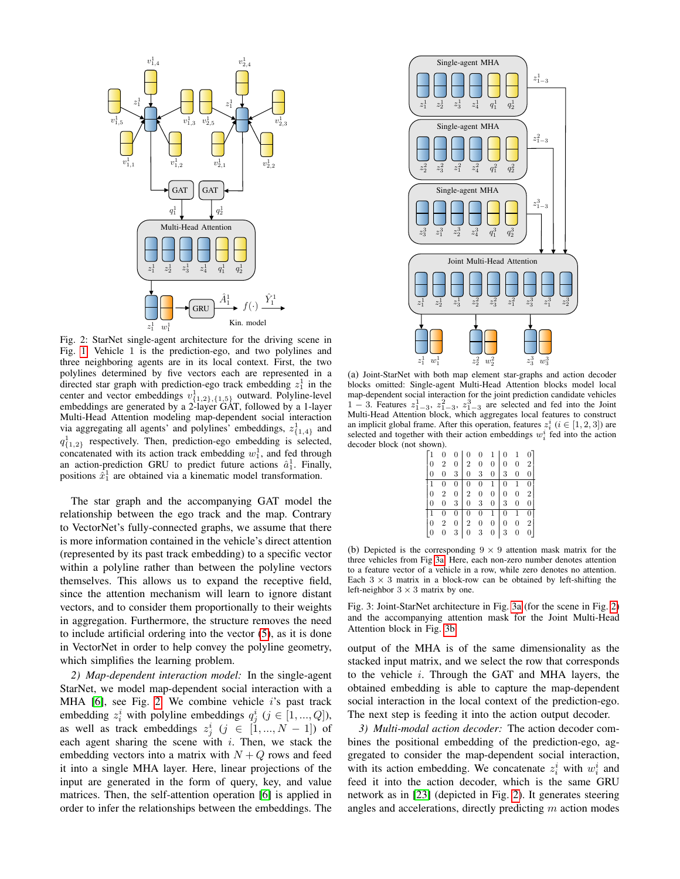Fig. 2: StarNet single-agent architecture for the driving scene in Fig. 1. Vehicle 1 is the prediction-ego, and two polylines and three neighboring agents are in its local context. First, the two polylines determined by five vectors each are represented in a directed star graph with prediction-ego track embedding $z_1^1$ in the center and vector embeddings $v^1_{\{1,2\},\{1,5\}}$ outward. Polyline-level embeddings are generated by a 2-layer GAT, followed by a 1-layer Multi-Head Attention modeling map-dependent social interaction via aggregating all agents' and polylines' embeddings, $z^1_{\{1,4\}}$ and $q^1_{\{1,2\}}$ respectively. Then, prediction-ego embedding is selected, concatenated with its action track embedding $w_1^1$, and fed through an action-prediction GRU to predict future actions $\hat{a}_1^1$. Finally, positions $\hat{x}_1^1$ are obtained via a kinematic model transformation.

The star graph and the accompanying GAT model the relationship between the ego track and the map. Contrary to VectorNet's fully-connected graphs, we assume that there is more information contained in the vehicle's direct attention (represented by its past track embedding) to a specific vector within a polyline rather than between the polyline vectors themselves. This allows us to expand the receptive field, since the attention mechanism will learn to ignore distant vectors, and to consider them proportionally to their weights in aggregation. Furthermore, the structure removes the need to include artificial ordering into the vector (5), as it is done in VectorNet in order to help convey the polyline geometry, which simplifies the learning problem.

*2) Map-dependent interaction model:* In the single-agent StarNet, we model map-dependent social interaction with a MHA [6], see Fig. 2. We combine vehicle $i$'s past track embedding $z_i^i$ with polyline embeddings $q_j^i$ ($j \in [1, ..., Q]$), as well as track embeddings $z_j^i$ ($j \in [1, ..., N-1]$) of each agent sharing the scene with $i$. Then, we stack the embedding vectors into a matrix with $N+Q$ rows and feed it into a single MHA layer. Here, linear projections of the input are generated in the form of query, key, and value matrices. Then, the self-attention operation [6] is applied in order to infer the relationships between the embeddings. The output of the MHA is of the same dimensionality as the stacked input matrix, and we select the row that corresponds to the vehicle $i$. Through the GAT and MHA layers, the obtained embedding is able to capture the map-dependent social interaction in the local context of the prediction-ego. The next step is feeding it into the action output decoder.

(a) Joint-StarNet with both map element star-graphs and action decoder blocks omitted: Single-agent Multi-Head Attention blocks model local map-dependent social interaction for the joint prediction candidate vehicles $1-3$. Features $z^1_{1-3}$, $z^2_{1-3}$, $z^3_{1-3}$ are selected and fed into the Joint Multi-Head Attention block, which aggregates local features to construct an implicit global frame. After this operation, features $z_i^i$ ($i \in [1,2,3]$) are selected and together with their action embeddings $w_i^i$ fed into the action decoder block (not shown).

$$\left[\begin{array}{ccc|ccc|ccc}
1 & 0 & 0 & 0 & 0 & 1 & 0 & 1 & 0\\
0 & 2 & 0 & 2 & 0 & 0 & 0 & 0 & 2\\
0 & 0 & 3 & 0 & 3 & 0 & 3 & 0 & 0\\
\hline
1 & 0 & 0 & 0 & 0 & 1 & 0 & 1 & 0\\
0 & 2 & 0 & 2 & 0 & 0 & 0 & 0 & 2\\
0 & 0 & 3 & 0 & 3 & 0 & 3 & 0 & 0\\
\hline
1 & 0 & 0 & 0 & 0 & 1 & 0 & 1 & 0\\
0 & 2 & 0 & 2 & 0 & 0 & 0 & 0 & 2\\
0 & 0 & 3 & 0 & 3 & 0 & 3 & 0 & 0
\end{array}\right]$$

(b) Depicted is the corresponding $9 \times 9$ attention mask matrix for the three vehicles from Fig 3a. Here, each non-zero number denotes attention to a feature vector of a vehicle in a row, while zero denotes no attention. Each $3 \times 3$ matrix in a block-row can be obtained by left-shifting the left-neighbor $3 \times 3$ matrix by one.

Fig. 3: Joint-StarNet architecture in Fig. 3a (for the scene in Fig. 2) and the accompanying attention mask for the Joint Multi-Head Attention block in Fig. 3b.

*3) Multi-modal action decoder:* The action decoder combines the positional embedding of the prediction-ego, aggregated to consider the map-dependent social interaction, with its action embedding. We concatenate $z_i^i$ with $w_i^i$ and feed it into the action decoder, which is the same GRU network as in [23] (depicted in Fig. 2). It generates steering angles and accelerations, directly predicting $m$ action modes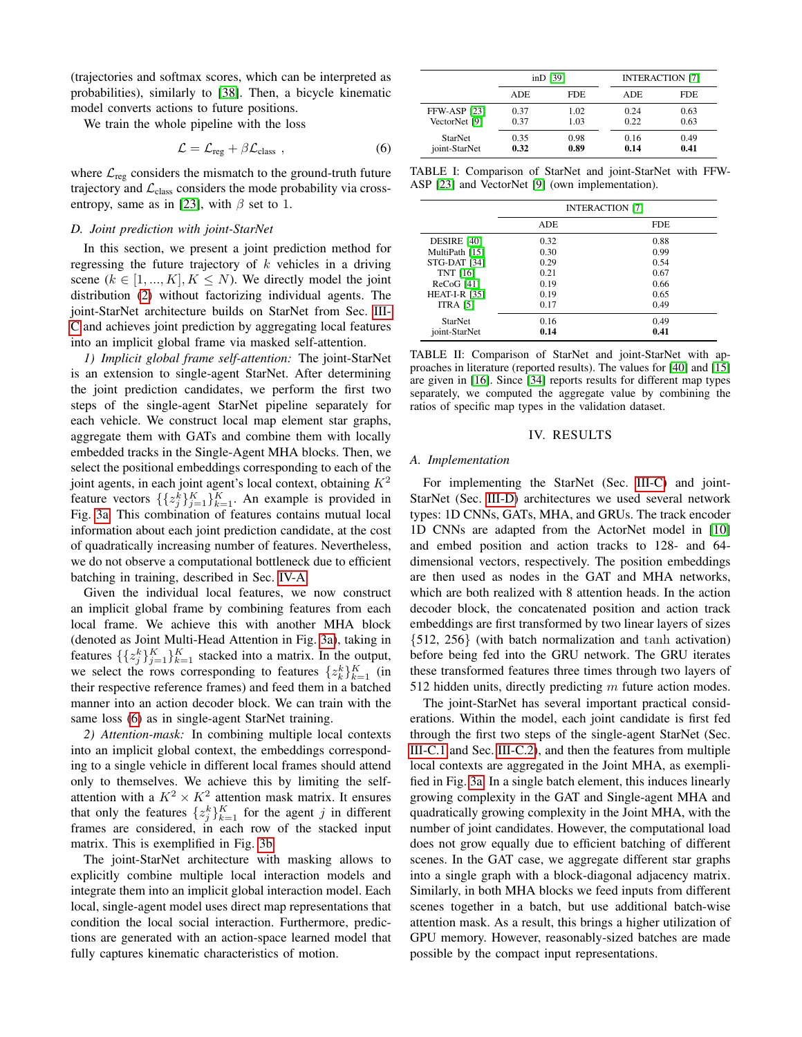(trajectories and softmax scores, which can be interpreted as probabilities), similarly to [38]. Then, a bicycle kinematic model converts actions to future positions.

We train the whole pipeline with the loss

$$\mathcal{L} = \mathcal{L}_{\text{reg}} + \beta \mathcal{L}_{\text{class}} \ , \tag{6}$$

where $\mathcal{L}_{\text{reg}}$ considers the mismatch to the ground-truth future trajectory and $\mathcal{L}_{\text{class}}$ considers the mode probability via cross-entropy, same as in [23], with $\beta$ set to 1.

### D. Joint prediction with joint-StarNet

In this section, we present a joint prediction method for regressing the future trajectory of $k$ vehicles in a driving scene ($k \in [1, ..., K], K \leq N$). We directly model the joint distribution (2) without factorizing individual agents. The joint-StarNet architecture builds on StarNet from Sec. III-C and achieves joint prediction by aggregating local features into an implicit global frame via masked self-attention.

*1) Implicit global frame self-attention:* The joint-StarNet is an extension to single-agent StarNet. After determining the joint prediction candidates, we perform the first two steps of the single-agent StarNet pipeline separately for each vehicle. We construct local map element star graphs, aggregate them with GATs and combine them with locally embedded tracks in the Single-Agent MHA blocks. Then, we select the positional embeddings corresponding to each of the joint agents, in each joint agent's local context, obtaining $K^2$ feature vectors $\{\{z_j^k\}_{j=1}^K\}_{k=1}^K$. An example is provided in Fig. 3a. This combination of features contains mutual local information about each joint prediction candidate, at the cost of quadratically increasing number of features. Nevertheless, we do not observe a computational bottleneck due to efficient batching in training, described in Sec. IV-A.

Given the individual local features, we now construct an implicit global frame by combining features from each local frame. We achieve this with another MHA block (denoted as Joint Multi-Head Attention in Fig. 3a), taking in features $\{\{z_j^k\}_{j=1}^K\}_{k=1}^K$ stacked into a matrix. In the output, we select the rows corresponding to features $\{z_k^k\}_{k=1}^K$ (in their respective reference frames) and feed them in a batched manner into an action decoder block. We can train with the same loss (6) as in single-agent StarNet training.

*2) Attention-mask:* In combining multiple local contexts into an implicit global context, the embeddings corresponding to a single vehicle in different local frames should attend only to themselves. We achieve this by limiting the self-attention with a $K^2 \times K^2$ attention mask matrix. It ensures that only the features $\{z_j^k\}_{k=1}^K$ for the agent $j$ in different frames are considered, in each row of the stacked input matrix. This is exemplified in Fig. 3b.

The joint-StarNet architecture with masking allows to explicitly combine multiple local interaction models and integrate them into an implicit global interaction model. Each local, single-agent model uses direct map representations that condition the local social interaction. Furthermore, predictions are generated with an action-space learned model that fully captures kinematic characteristics of motion.

| | inD [39] | | INTERACTION [7] | |
|---|---|---|---|---|
| | ADE | FDE | ADE | FDE |
| FFW-ASP [23] | 0.37 | 1.02 | 0.24 | 0.63 |
| VectorNet [9] | 0.37 | 1.03 | 0.22 | 0.63 |
| StarNet | 0.35 | 0.98 | 0.16 | 0.49 |
| joint-StarNet | **0.32** | **0.89** | **0.14** | **0.41** |

TABLE I: Comparison of StarNet and joint-StarNet with FFW-ASP [23] and VectorNet [9] (own implementation).

| | INTERACTION [7] | |
|---|---|---|
| | ADE | FDE |
| DESIRE [40] | 0.32 | 0.88 |
| MultiPath [15] | 0.30 | 0.99 |
| STG-DAT [34] | 0.29 | 0.54 |
| TNT [16] | 0.21 | 0.67 |
| ReCoG [41] | 0.19 | 0.66 |
| HEAT-I-R [35] | 0.19 | 0.65 |
| ITRA [5] | 0.17 | 0.49 |
| StarNet | 0.16 | 0.49 |
| joint-StarNet | **0.14** | **0.41** |

TABLE II: Comparison of StarNet and joint-StarNet with approaches in literature (reported results). The values for [40] and [15] are given in [16]. Since [34] reports results for different map types separately, we computed the aggregate value by combining the ratios of specific map types in the validation dataset.

## IV. RESULTS

### A. Implementation

For implementing the StarNet (Sec. III-C) and joint-StarNet (Sec. III-D) architectures we used several network types: 1D CNNs, GATs, MHA, and GRUs. The track encoder 1D CNNs are adapted from the ActorNet model in [10] and embed position and action tracks to 128- and 64-dimensional vectors, respectively. The position embeddings are then used as nodes in the GAT and MHA networks, which are both realized with 8 attention heads. In the action decoder block, the concatenated position and action track embeddings are first transformed by two linear layers of sizes $\{512, 256\}$ (with batch normalization and $\tanh$ activation) before being fed into the GRU network. The GRU iterates these transformed features three times through two layers of 512 hidden units, directly predicting $m$ future action modes.

The joint-StarNet has several important practical considerations. Within the model, each joint candidate is first fed through the first two steps of the single-agent StarNet (Sec. III-C.1 and Sec. III-C.2), and then the features from multiple local contexts are aggregated in the Joint MHA, as exemplified in Fig. 3a. In a single batch element, this induces linearly growing complexity in the GAT and Single-agent MHA and quadratically growing complexity in the Joint MHA, with the number of joint candidates. However, the computational load does not grow equally due to efficient batching of different scenes. In the GAT case, we aggregate different star graphs into a single graph with a block-diagonal adjacency matrix. Similarly, in both MHA blocks we feed inputs from different scenes together in a batch, but use additional batch-wise attention mask. As a result, this brings a higher utilization of GPU memory. However, reasonably-sized batches are made possible by the compact input representations.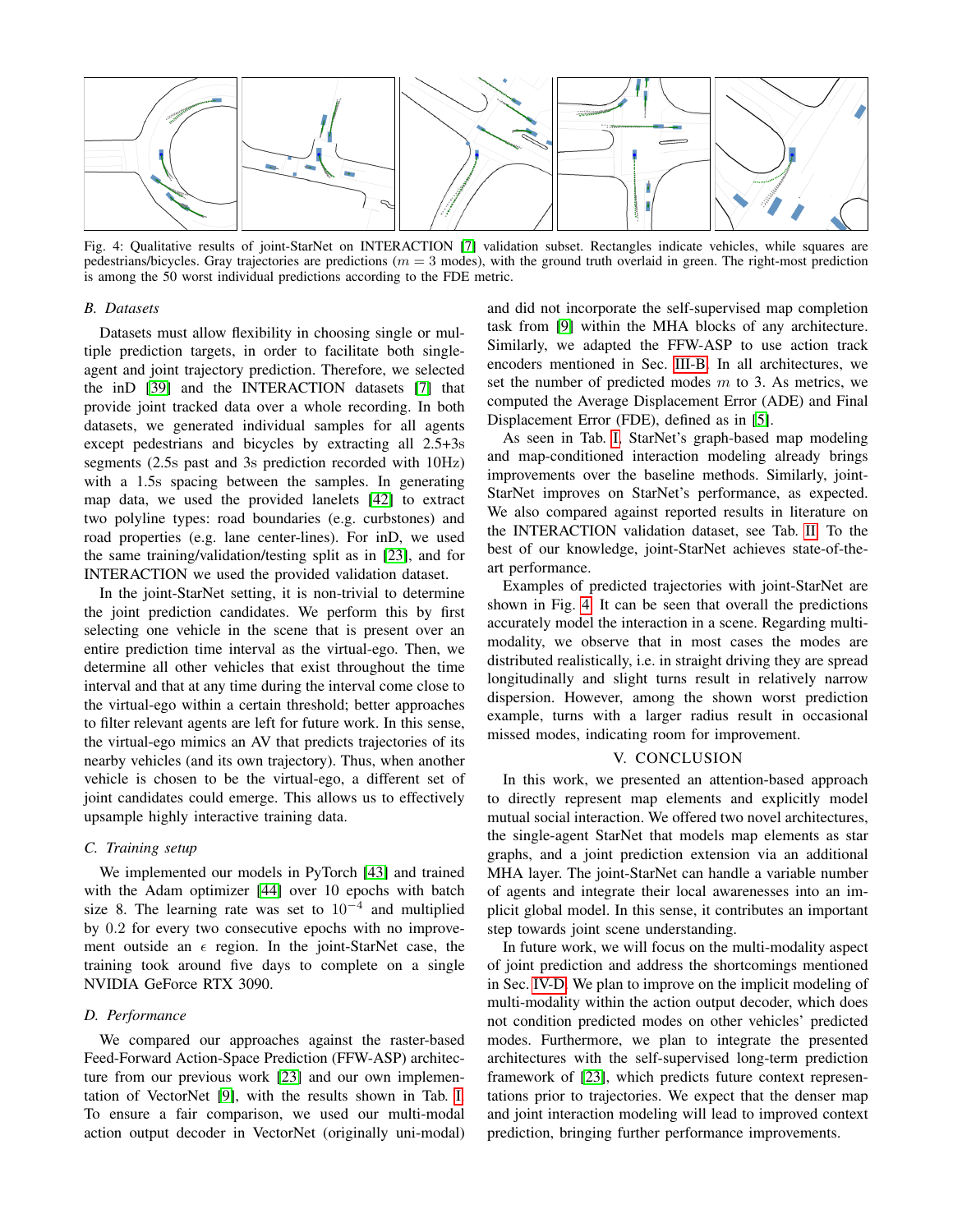Fig. 4: Qualitative results of joint-StarNet on INTERACTION [7] validation subset. Rectangles indicate vehicles, while squares are pedestrians/bicycles. Gray trajectories are predictions ($m = 3$ modes), with the ground truth overlaid in green. The right-most prediction is among the 50 worst individual predictions according to the FDE metric.

### B. Datasets

Datasets must allow flexibility in choosing single or multiple prediction targets, in order to facilitate both single-agent and joint trajectory prediction. Therefore, we selected the inD [39] and the INTERACTION datasets [7] that provide joint tracked data over a whole recording. In both datasets, we generated individual samples for all agents except pedestrians and bicycles by extracting all 2.5+3s segments (2.5s past and 3s prediction recorded with 10Hz) with a 1.5s spacing between the samples. In generating map data, we used the provided lanelets [42] to extract two polyline types: road boundaries (e.g. curbstones) and road properties (e.g. lane center-lines). For inD, we used the same training/validation/testing split as in [23], and for INTERACTION we used the provided validation dataset.

In the joint-StarNet setting, it is non-trivial to determine the joint prediction candidates. We perform this by first selecting one vehicle in the scene that is present over an entire prediction time interval as the virtual-ego. Then, we determine all other vehicles that exist throughout the time interval and that at any time during the interval come close to the virtual-ego within a certain threshold; better approaches to filter relevant agents are left for future work. In this sense, the virtual-ego mimics an AV that predicts trajectories of its nearby vehicles (and its own trajectory). Thus, when another vehicle is chosen to be the virtual-ego, a different set of joint candidates could emerge. This allows us to effectively upsample highly interactive training data.

### C. Training setup

We implemented our models in PyTorch [43] and trained with the Adam optimizer [44] over 10 epochs with batch size 8. The learning rate was set to $10^{-4}$ and multiplied by 0.2 for every two consecutive epochs with no improvement outside an $\epsilon$ region. In the joint-StarNet case, the training took around five days to complete on a single NVIDIA GeForce RTX 3090.

### D. Performance

We compared our approaches against the raster-based Feed-Forward Action-Space Prediction (FFW-ASP) architecture from our previous work [23] and our own implementation of VectorNet [9], with the results shown in Tab. I. To ensure a fair comparison, we used our multi-modal action output decoder in VectorNet (originally uni-modal) and did not incorporate the self-supervised map completion task from [9] within the MHA blocks of any architecture. Similarly, we adapted the FFW-ASP to use action track encoders mentioned in Sec. III-B. In all architectures, we set the number of predicted modes $m$ to 3. As metrics, we computed the Average Displacement Error (ADE) and Final Displacement Error (FDE), defined as in [5].

As seen in Tab. I, StarNet's graph-based map modeling and map-conditioned interaction modeling already brings improvements over the baseline methods. Similarly, joint-StarNet improves on StarNet's performance, as expected. We also compared against reported results in literature on the INTERACTION validation dataset, see Tab. II. To the best of our knowledge, joint-StarNet achieves state-of-the-art performance.

Examples of predicted trajectories with joint-StarNet are shown in Fig. 4. It can be seen that overall the predictions accurately model the interaction in a scene. Regarding multi-modality, we observe that in most cases the modes are distributed realistically, i.e. in straight driving they are spread longitudinally and slight turns result in relatively narrow dispersion. However, among the shown worst prediction example, turns with a larger radius result in occasional missed modes, indicating room for improvement.

## V. CONCLUSION

In this work, we presented an attention-based approach to directly represent map elements and explicitly model mutual social interaction. We offered two novel architectures, the single-agent StarNet that models map elements as star graphs, and a joint prediction extension via an additional MHA layer. The joint-StarNet can handle a variable number of agents and integrate their local awarenesses into an implicit global model. In this sense, it contributes an important step towards joint scene understanding.

In future work, we will focus on the multi-modality aspect of joint prediction and address the shortcomings mentioned in Sec. IV-D. We plan to improve on the implicit modeling of multi-modality within the action output decoder, which does not condition predicted modes on other vehicles' predicted modes. Furthermore, we plan to integrate the presented architectures with the self-supervised long-term prediction framework of [23], which predicts future context representations prior to trajectories. We expect that the denser map and joint interaction modeling will lead to improved context prediction, bringing further performance improvements.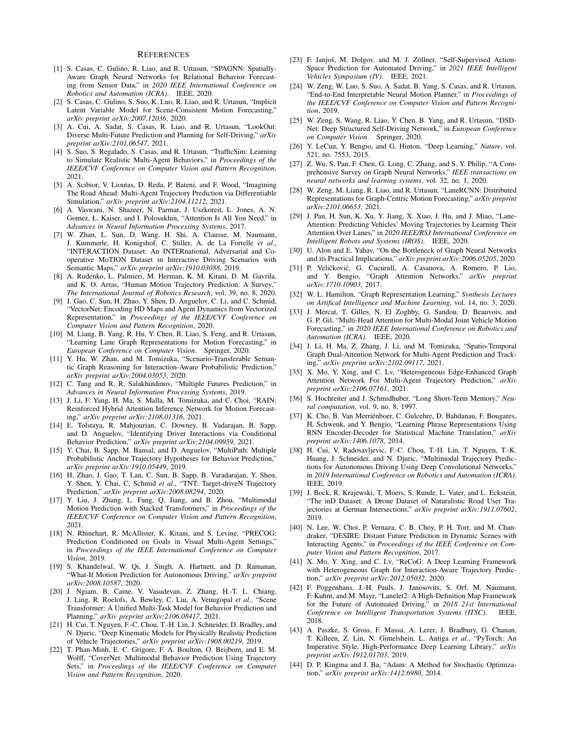## References

[1] S. Casas, C. Gulino, R. Liao, and R. Urtasun, "SPAGNN: Spatially-Aware Graph Neural Networks for Relational Behavior Forecasting from Sensor Data," in *2020 IEEE International Conference on Robotics and Automation (ICRA)*. IEEE, 2020.

[2] S. Casas, C. Gulino, S. Suo, K. Luo, R. Liao, and R. Urtasun, "Implicit Latent Variable Model for Scene-Consistent Motion Forecasting," *arXiv preprint arXiv:2007.12036*, 2020.

[3] A. Cui, A. Sadat, S. Casas, R. Liao, and R. Urtasun, "LookOut: Diverse Multi-Future Prediction and Planning for Self-Driving," *arXiv preprint arXiv:2101.06547*, 2021.

[4] S. Suo, S. Regalado, S. Casas, and R. Urtasun, "TrafficSim: Learning to Simulate Realistic Multi-Agent Behaviors," in *Proceedings of the IEEE/CVF Conference on Computer Vision and Pattern Recognition*, 2021.

[5] A. Scibior, V. Lioutas, D. Reda, P. Bateni, and F. Wood, "Imagining The Road Ahead: Multi-Agent Trajectory Prediction via Differentiable Simulation," *arXiv preprint arXiv:2104.11212*, 2021.

[6] A. Vaswani, N. Shazeer, N. Parmar, J. Uszkoreit, L. Jones, A. N. Gomez, Ł. Kaiser, and I. Polosukhin, "Attention Is All You Need," in *Advances in Neural Information Processing Systems*, 2017.

[7] W. Zhan, L. Sun, D. Wang, H. Shi, A. Clausse, M. Naumann, J. Kummerle, H. Konigshof, C. Stiller, A. de La Fortelle *et al.*, "INTERACTION Dataset: An INTERnational, Adversarial and Cooperative MoTION Dataset in Interactive Driving Scenarios with Semantic Maps," *arXiv preprint arXiv:1910.03088*, 2019.

[8] A. Rudenko, L. Palmieri, M. Herman, K. M. Kitani, D. M. Gavrila, and K. O. Arras, "Human Motion Trajectory Prediction: A Survey," *The International Journal of Robotics Research*, vol. 39, no. 8, 2020.

[9] J. Gao, C. Sun, H. Zhao, Y. Shen, D. Anguelov, C. Li, and C. Schmid, "VectorNet: Encoding HD Maps and Agent Dynamics from Vectorized Representation," in *Proceedings of the IEEE/CVF Conference on Computer Vision and Pattern Recognition*, 2020.

[10] M. Liang, B. Yang, R. Hu, Y. Chen, R. Liao, S. Feng, and R. Urtasun, "Learning Lane Graph Representations for Motion Forecasting," in *European Conference on Computer Vision*. Springer, 2020.

[11] Y. Hu, W. Zhan, and M. Tomizuka, "Scenario-Transferable Semantic Graph Reasoning for Interaction-Aware Probabilistic Prediction," *arXiv preprint arXiv:2004.03053*, 2020.

[12] C. Tang and R. R. Salakhutdinov, "Multiple Futures Prediction," in *Advances in Neural Information Processing Systems*, 2019.

[13] J. Li, F. Yang, H. Ma, S. Malla, M. Tomizuka, and C. Choi, "RAIN: Reinforced Hybrid Attention Inference Network for Motion Forecasting," *arXiv preprint arXiv:2108.01316*, 2021.

[14] E. Tolstaya, R. Mahjourian, C. Downey, B. Vadarajan, B. Sapp, and D. Anguelov, "Identifying Driver Interactions via Conditional Behavior Prediction," *arXiv preprint arXiv:2104.09959*, 2021.

[15] Y. Chai, B. Sapp, M. Bansal, and D. Anguelov, "MultiPath: Multiple Probabilistic Anchor Trajectory Hypotheses for Behavior Prediction," *arXiv preprint arXiv:1910.05449*, 2019.

[16] H. Zhao, J. Gao, T. Lan, C. Sun, B. Sapp, B. Varadarajan, Y. Shen, Y. Shen, Y. Chai, C. Schmid *et al.*, "TNT: Target-driveN Trajectory Prediction," *arXiv preprint arXiv:2008.08294*, 2020.

[17] Y. Liu, J. Zhang, L. Fang, Q. Jiang, and B. Zhou, "Multimodal Motion Prediction with Stacked Transformers," in *Proceedings of the IEEE/CVF Conference on Computer Vision and Pattern Recognition*, 2021.

[18] N. Rhinehart, R. McAllister, K. Kitani, and S. Levine, "PRECOG: Prediction Conditioned on Goals in Visual Multi-Agent Settings," in *Proceedings of the IEEE International Conference on Computer Vision*, 2019.

[19] S. Khandelwal, W. Qi, J. Singh, A. Hartnett, and D. Ramanan, "What-If Motion Prediction for Autonomous Driving," *arXiv preprint arXiv:2008.10587*, 2020.

[20] J. Ngiam, B. Caine, V. Vasudevan, Z. Zhang, H.-T. L. Chiang, J. Ling, R. Roelofs, A. Bewley, C. Liu, A. Venugopal *et al.*, "Scene Transformer: A Unified Multi-Task Model for Behavior Prediction and Planning," *arXiv preprint arXiv:2106.08417*, 2021.

[21] H. Cui, T. Nguyen, F.-C. Chou, T.-H. Lin, J. Schneider, D. Bradley, and N. Djuric, "Deep Kinematic Models for Physically Realistic Prediction of Vehicle Trajectories," *arXiv preprint arXiv:1908.00219*, 2019.

[22] T. Phan-Minh, E. C. Grigore, F. A. Boulton, O. Beijbom, and E. M. Wolff, "CoverNet: Multimodal Behavior Prediction Using Trajectory Sets," in *Proceedings of the IEEE/CVF Conference on Computer Vision and Pattern Recognition*, 2020.

[23] F. Janjoš, M. Dolgov, and M. J. Zöllner, "Self-Supervised Action-Space Prediction for Automated Driving," in *2021 IEEE Intelligent Vehicles Symposium (IV)*. IEEE, 2021.

[24] W. Zeng, W. Luo, S. Suo, A. Sadat, B. Yang, S. Casas, and R. Urtasun, "End-to-End Interpretable Neural Motion Planner," in *Proceedings of the IEEE/CVF Conference on Computer Vision and Pattern Recognition*, 2019.

[25] W. Zeng, S. Wang, R. Liao, Y. Chen, B. Yang, and R. Urtasun, "DSD-Net: Deep Structured Self-Driving Network," in *European Conference on Computer Vision*. Springer, 2020.

[26] Y. LeCun, Y. Bengio, and G. Hinton, "Deep Learning," *Nature*, vol. 521, no. 7553, 2015.

[27] Z. Wu, S. Pan, F. Chen, G. Long, C. Zhang, and S. Y. Philip, "A Comprehensive Survey on Graph Neural Networks," *IEEE transactions on neural networks and learning systems*, vol. 32, no. 1, 2020.

[28] W. Zeng, M. Liang, R. Liao, and R. Urtasun, "LaneRCNN: Distributed Representations for Graph-Centric Motion Forecasting," *arXiv preprint arXiv:2101.06653*, 2021.

[29] J. Pan, H. Sun, K. Xu, Y. Jiang, X. Xiao, J. Hu, and J. Miao, "Lane-Attention: Predicting Vehicles' Moving Trajectories by Learning Their Attention Over Lanes," in *2020 IEEE/RSJ International Conference on Intelligent Robots and Systems (IROS)*. IEEE, 2020.

[30] U. Alon and E. Yahav, "On the Bottleneck of Graph Neural Networks and its Practical Implications," *arXiv preprint arXiv:2006.05205*, 2020.

[31] P. Veličković, G. Cucurull, A. Casanova, A. Romero, P. Lio, and Y. Bengio, "Graph Attention Networks," *arXiv preprint arXiv:1710.10903*, 2017.

[32] W. L. Hamilton, "Graph Representation Learning," *Synthesis Lectures on Artifical Intelligence and Machine Learning*, vol. 14, no. 3, 2020.

[33] J. Mercat, T. Gilles, N. El Zoghby, G. Sandou, D. Beauvois, and G. P. Gil, "Multi-Head Attention for Multi-Modal Joint Vehicle Motion Forecasting," in *2020 IEEE International Conference on Robotics and Automation (ICRA)*. IEEE, 2020.

[34] J. Li, H. Ma, Z. Zhang, J. Li, and M. Tomizuka, "Spatio-Temporal Graph Dual-Attention Network for Multi-Agent Prediction and Tracking," *arXiv preprint arXiv:2102.09117*, 2021.

[35] X. Mo, Y. Xing, and C. Lv, "Heterogeneous Edge-Enhanced Graph Attention Network For Multi-Agent Trajectory Prediction," *arXiv preprint arXiv:2106.07161*, 2021.

[36] S. Hochreiter and J. Schmidhuber, "Long Short-Term Memory," *Neural computation*, vol. 9, no. 8, 1997.

[37] K. Cho, B. Van Merriënboer, C. Gulcehre, D. Bahdanau, F. Bougares, H. Schwenk, and Y. Bengio, "Learning Phrase Representations Using RNN Encoder-Decoder for Statistical Machine Translation," *arXiv preprint arXiv:1406.1078*, 2014.

[38] H. Cui, V. Radosavljevic, F.-C. Chou, T.-H. Lin, T. Nguyen, T.-K. Huang, J. Schneider, and N. Djuric, "Multimodal Trajectory Predictions for Autonomous Driving Using Deep Convolutional Networks," in *2019 International Conference on Robotics and Automation (ICRA)*. IEEE, 2019.

[39] J. Bock, R. Krajewski, T. Moers, S. Runde, L. Vater, and L. Eckstein, "The inD Dataset: A Drone Dataset of Naturalistic Road User Trajectories at German Intersections," *arXiv preprint arXiv:1911.07602*, 2019.

[40] N. Lee, W. Choi, P. Vernaza, C. B. Choy, P. H. Torr, and M. Chandraker, "DESIRE: Distant Future Prediction in Dynamic Scenes with Interacting Agents," in *Proceedings of the IEEE Conference on Computer Vision and Pattern Recognition*, 2017.

[41] X. Mo, Y. Xing, and C. Lv, "ReCoG: A Deep Learning Framework with Heterogeneous Graph for Interaction-Aware Trajectory Prediction," *arXiv preprint arXiv:2012.05032*, 2020.

[42] F. Poggenhans, J.-H. Pauls, J. Janosovits, S. Orf, M. Naumann, F. Kuhnt, and M. Mayr, "Lanelet2: A High-Definition Map Framework for the Future of Automated Driving," in *2018 21st International Conference on Intelligent Transportation Systems (ITSC)*. IEEE, 2018.

[43] A. Paszke, S. Gross, F. Massa, A. Lerer, J. Bradbury, G. Chanan, T. Killeen, Z. Lin, N. Gimelshein, L. Antiga *et al.*, "PyTorch: An Imperative Style, High-Performance Deep Learning Library," *arXiv preprint arXiv:1912.01703*, 2019.

[44] D. P. Kingma and J. Ba, "Adam: A Method for Stochastic Optimization," *arXiv preprint arXiv:1412.6980*, 2014.